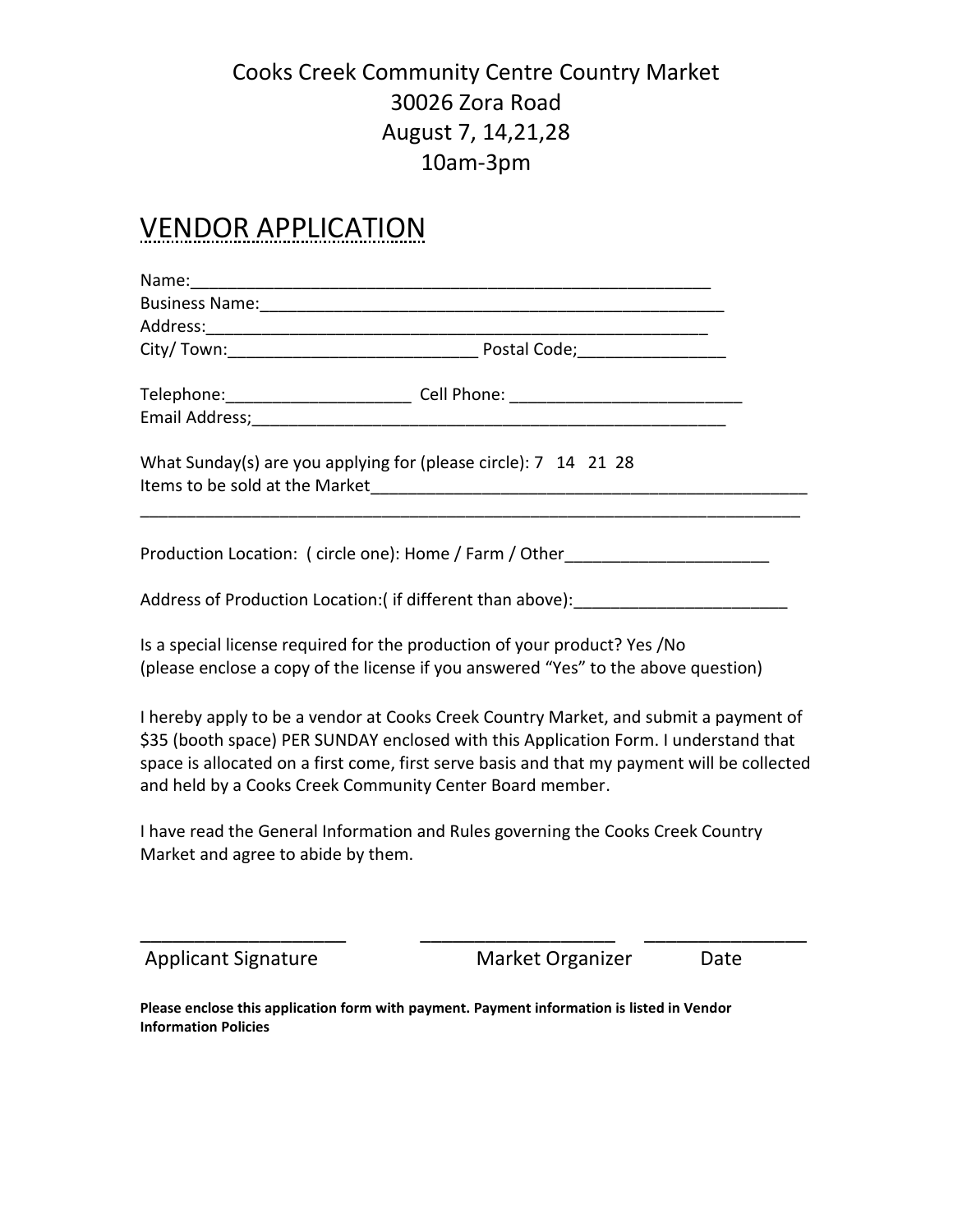Cooks Creek Community Centre Country Market
30026 Zora Road
August 7, 14,21,28
10am-3pm

# VENDOR APPLICATION

Name:_______________________________________________________

Business Name:_______________________________________________________

Address:_______________________________________________________

City/ Town:___________________________ Postal Code;________________

Telephone:____________________ Cell Phone: _________________________

Email Address;_______________________________________________________

What Sunday(s) are you applying for (please circle): 7 14 21 28

Items to be sold at the Market_______________________________________________________

_______________________________________________________________________

Production Location: ( circle one): Home / Farm / Other______________________

Address of Production Location:( if different than above):_______________________

Is a special license required for the production of your product? Yes /No
(please enclose a copy of the license if you answered "Yes" to the above question)

I hereby apply to be a vendor at Cooks Creek Country Market, and submit a payment of $35 (booth space) PER SUNDAY enclosed with this Application Form. I understand that space is allocated on a first come, first serve basis and that my payment will be collected and held by a Cooks Creek Community Center Board member.

I have read the General Information and Rules governing the Cooks Creek Country Market and agree to abide by them.

____________________ ___________________ ________________

Applicant Signature Market Organizer Date

**Please enclose this application form with payment. Payment information is listed in Vendor Information Policies**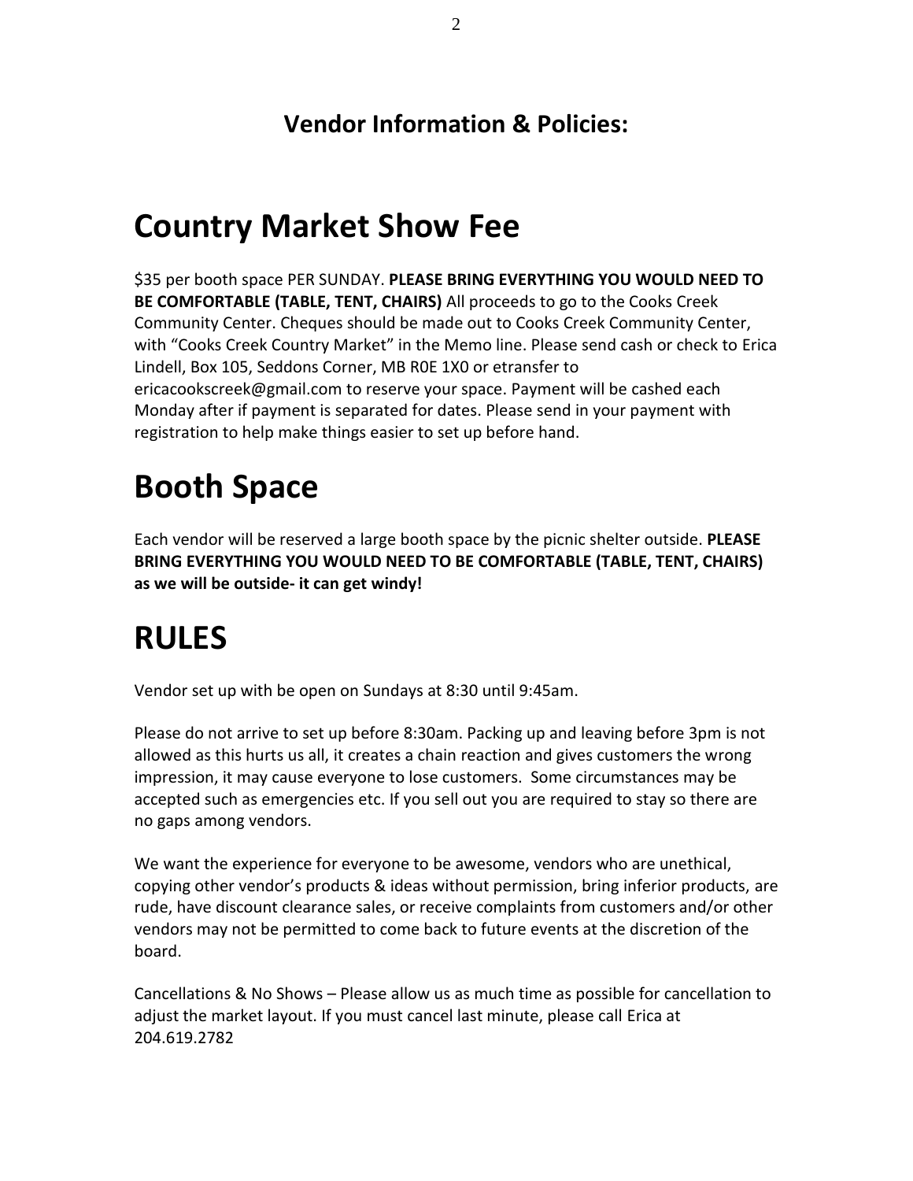## Vendor Information & Policies:

# Country Market Show Fee

$35 per booth space PER SUNDAY. **PLEASE BRING EVERYTHING YOU WOULD NEED TO BE COMFORTABLE (TABLE, TENT, CHAIRS)** All proceeds to go to the Cooks Creek Community Center. Cheques should be made out to Cooks Creek Community Center, with “Cooks Creek Country Market” in the Memo line. Please send cash or check to Erica Lindell, Box 105, Seddons Corner, MB R0E 1X0 or etransfer to ericacookscreek@gmail.com to reserve your space. Payment will be cashed each Monday after if payment is separated for dates. Please send in your payment with registration to help make things easier to set up before hand.

# Booth Space

Each vendor will be reserved a large booth space by the picnic shelter outside. **PLEASE BRING EVERYTHING YOU WOULD NEED TO BE COMFORTABLE (TABLE, TENT, CHAIRS) as we will be outside- it can get windy!**

# RULES

Vendor set up with be open on Sundays at 8:30 until 9:45am.

Please do not arrive to set up before 8:30am. Packing up and leaving before 3pm is not allowed as this hurts us all, it creates a chain reaction and gives customers the wrong impression, it may cause everyone to lose customers. Some circumstances may be accepted such as emergencies etc. If you sell out you are required to stay so there are no gaps among vendors.

We want the experience for everyone to be awesome, vendors who are unethical, copying other vendor’s products & ideas without permission, bring inferior products, are rude, have discount clearance sales, or receive complaints from customers and/or other vendors may not be permitted to come back to future events at the discretion of the board.

Cancellations & No Shows – Please allow us as much time as possible for cancellation to adjust the market layout. If you must cancel last minute, please call Erica at 204.619.2782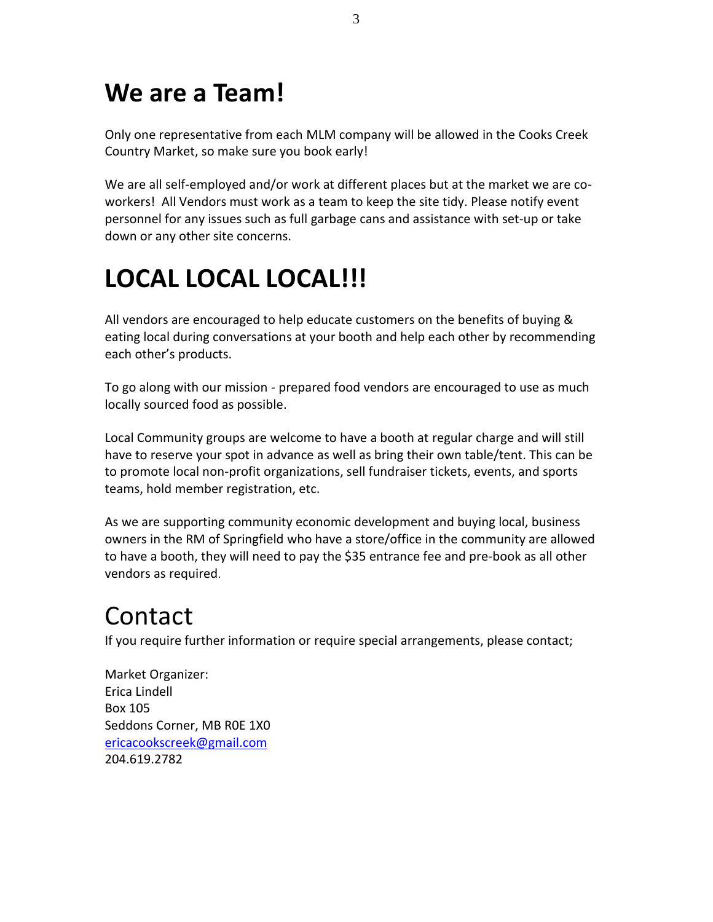# We are a Team!

Only one representative from each MLM company will be allowed in the Cooks Creek Country Market, so make sure you book early!

We are all self-employed and/or work at different places but at the market we are co-workers! All Vendors must work as a team to keep the site tidy. Please notify event personnel for any issues such as full garbage cans and assistance with set-up or take down or any other site concerns.

# LOCAL LOCAL LOCAL!!!

All vendors are encouraged to help educate customers on the benefits of buying & eating local during conversations at your booth and help each other by recommending each other's products.

To go along with our mission - prepared food vendors are encouraged to use as much locally sourced food as possible.

Local Community groups are welcome to have a booth at regular charge and will still have to reserve your spot in advance as well as bring their own table/tent. This can be to promote local non-profit organizations, sell fundraiser tickets, events, and sports teams, hold member registration, etc.

As we are supporting community economic development and buying local, business owners in the RM of Springfield who have a store/office in the community are allowed to have a booth, they will need to pay the $35 entrance fee and pre-book as all other vendors as required.

# Contact

If you require further information or require special arrangements, please contact;

Market Organizer:
Erica Lindell
Box 105
Seddons Corner, MB R0E 1X0
ericacookscreek@gmail.com
204.619.2782